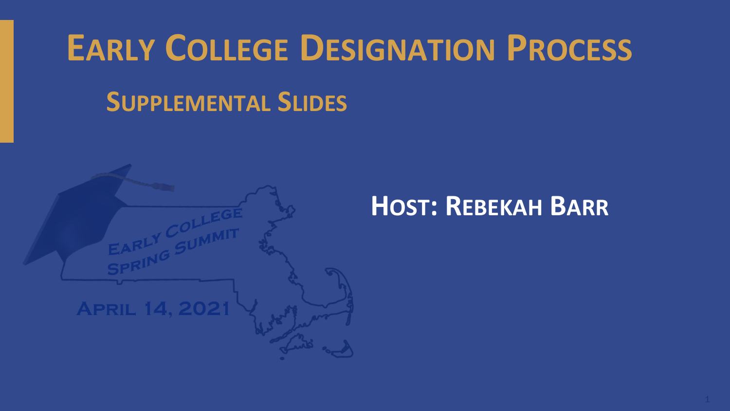# Early College Designation Process

## Supplemental Slides

Early College Spring Summit

April 14, 2021

**Host: Rebekah Barr**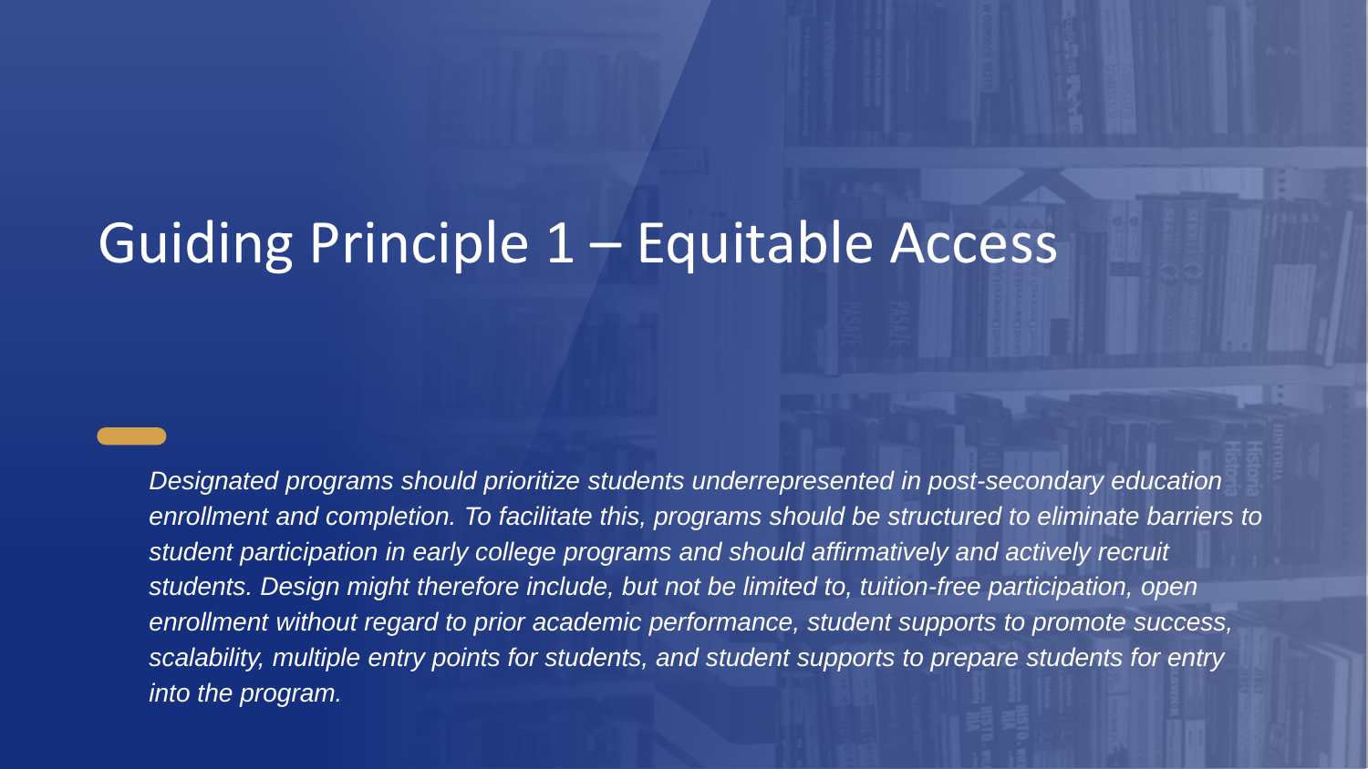# Guiding Principle 1 – Equitable Access

*Designated programs should prioritize students underrepresented in post-secondary education enrollment and completion. To facilitate this, programs should be structured to eliminate barriers to student participation in early college programs and should affirmatively and actively recruit students. Design might therefore include, but not be limited to, tuition-free participation, open enrollment without regard to prior academic performance, student supports to promote success, scalability, multiple entry points for students, and student supports to prepare students for entry into the program.*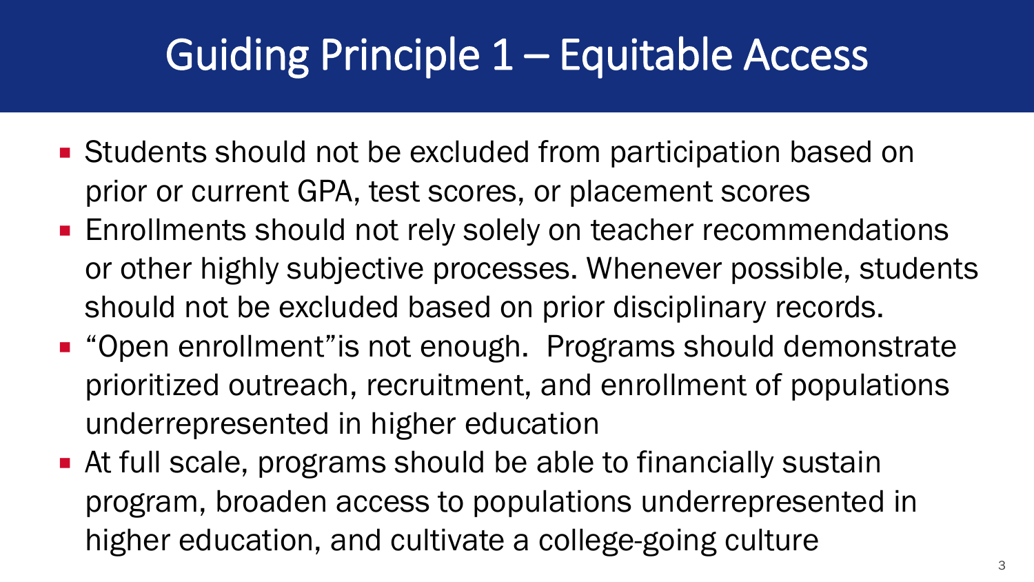# Guiding Principle 1 – Equitable Access

- Students should not be excluded from participation based on prior or current GPA, test scores, or placement scores
- Enrollments should not rely solely on teacher recommendations or other highly subjective processes. Whenever possible, students should not be excluded based on prior disciplinary records.
- "Open enrollment"is not enough. Programs should demonstrate prioritized outreach, recruitment, and enrollment of populations underrepresented in higher education
- At full scale, programs should be able to financially sustain program, broaden access to populations underrepresented in higher education, and cultivate a college-going culture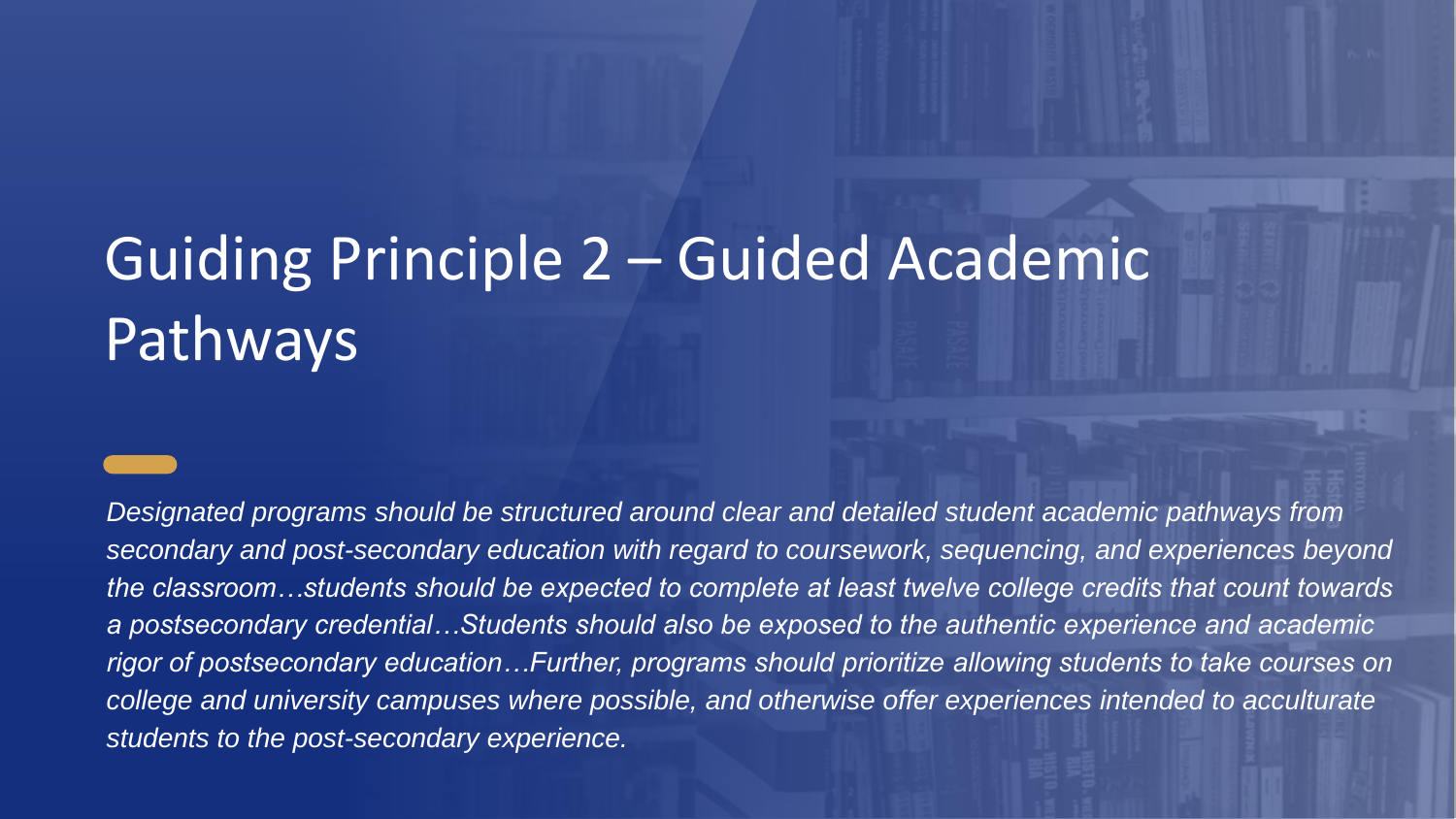# Guiding Principle 2 – Guided Academic Pathways

*Designated programs should be structured around clear and detailed student academic pathways from secondary and post-secondary education with regard to coursework, sequencing, and experiences beyond the classroom…students should be expected to complete at least twelve college credits that count towards a postsecondary credential…Students should also be exposed to the authentic experience and academic rigor of postsecondary education…Further, programs should prioritize allowing students to take courses on college and university campuses where possible, and otherwise offer experiences intended to acculturate students to the post-secondary experience.*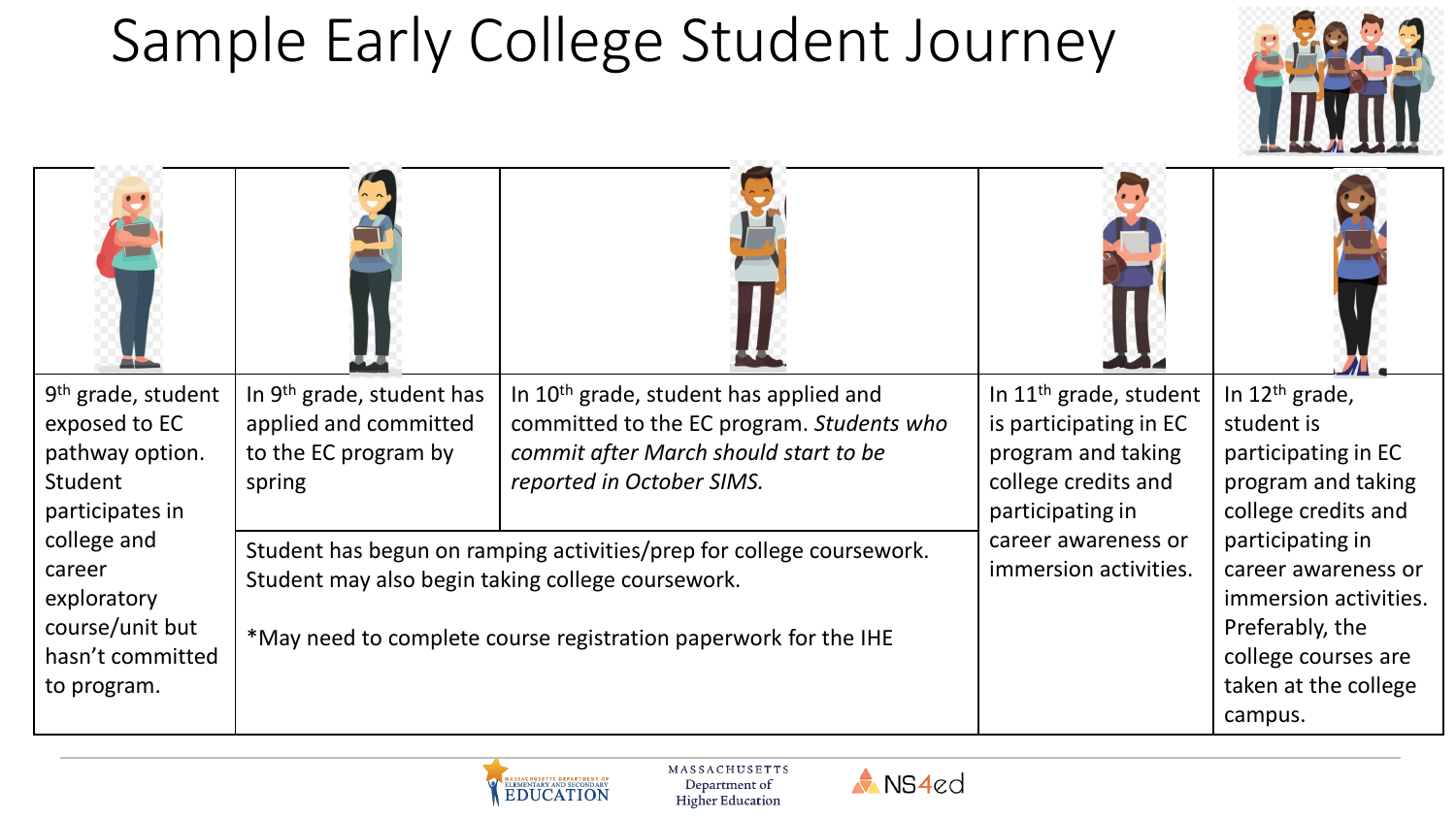# Sample Early College Student Journey

| 9th grade, student exposed to EC pathway option. Student participates in college and career exploratory course/unit but hasn't committed to program. | In 9th grade, student has applied and committed to the EC program by spring | In 10th grade, student has applied and committed to the EC program. *Students who commit after March should start to be reported in October SIMS.* | In 11th grade, student is participating in EC program and taking college credits and participating in career awareness or immersion activities. | In 12th grade, student is participating in EC program and taking college credits and participating in career awareness or immersion activities. Preferably, the college courses are taken at the college campus. |
| --- | --- | --- | --- | --- |
| | Student has begun on ramping activities/prep for college coursework. Student may also begin taking college coursework.<br><br>*May need to complete course registration paperwork for the IHE | | | |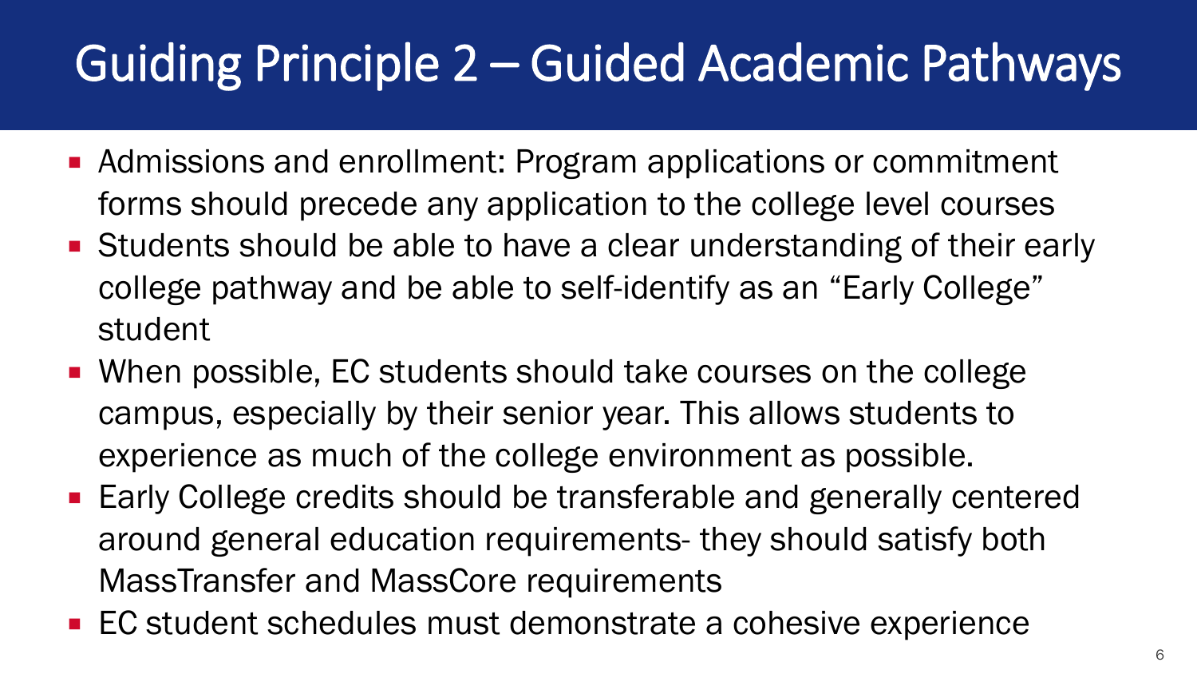# Guiding Principle 2 – Guided Academic Pathways

- Admissions and enrollment: Program applications or commitment forms should precede any application to the college level courses
- Students should be able to have a clear understanding of their early college pathway and be able to self-identify as an "Early College" student
- When possible, EC students should take courses on the college campus, especially by their senior year. This allows students to experience as much of the college environment as possible.
- Early College credits should be transferable and generally centered around general education requirements- they should satisfy both MassTransfer and MassCore requirements
- EC student schedules must demonstrate a cohesive experience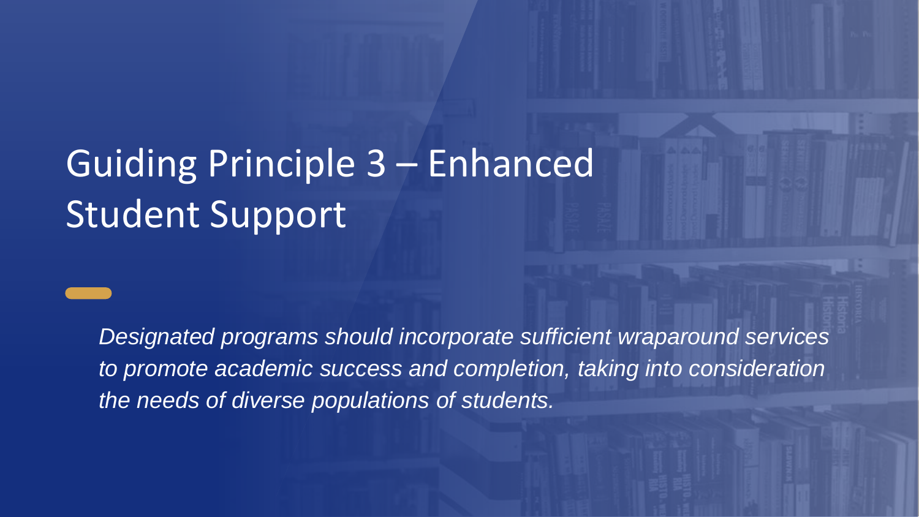# Guiding Principle 3 – Enhanced Student Support

*Designated programs should incorporate sufficient wraparound services to promote academic success and completion, taking into consideration the needs of diverse populations of students.*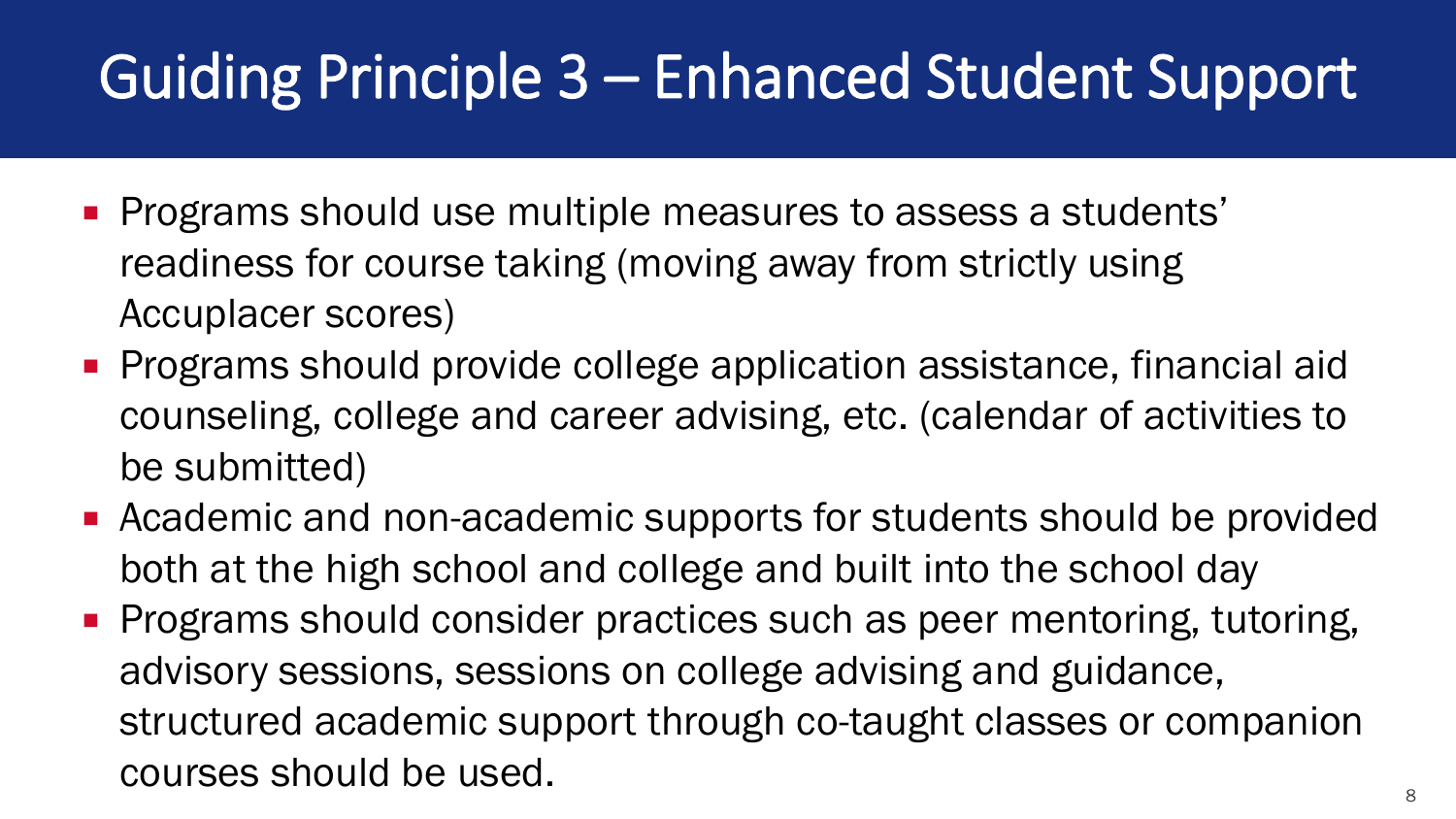# Guiding Principle 3 – Enhanced Student Support

- Programs should use multiple measures to assess a students' readiness for course taking (moving away from strictly using Accuplacer scores)
- Programs should provide college application assistance, financial aid counseling, college and career advising, etc. (calendar of activities to be submitted)
- Academic and non-academic supports for students should be provided both at the high school and college and built into the school day
- Programs should consider practices such as peer mentoring, tutoring, advisory sessions, sessions on college advising and guidance, structured academic support through co-taught classes or companion courses should be used.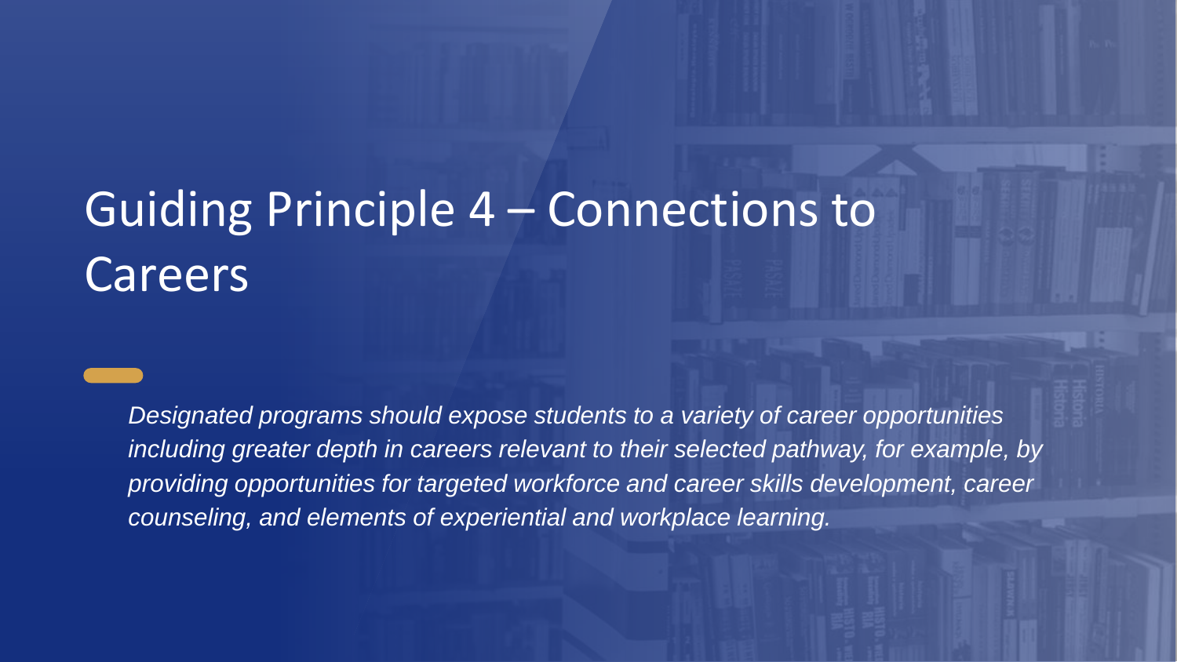# Guiding Principle 4 – Connections to Careers

*Designated programs should expose students to a variety of career opportunities including greater depth in careers relevant to their selected pathway, for example, by providing opportunities for targeted workforce and career skills development, career counseling, and elements of experiential and workplace learning.*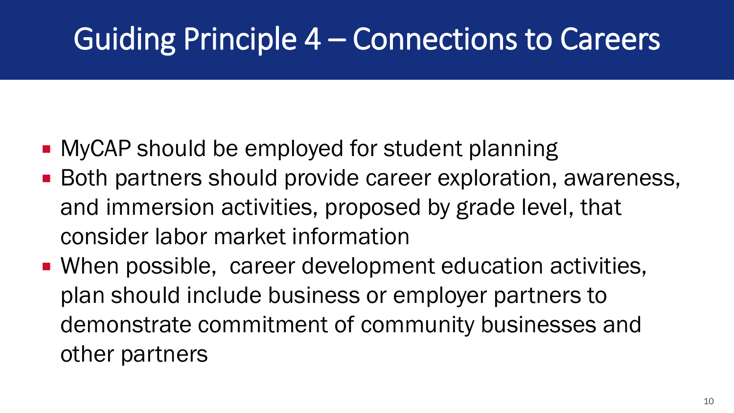# Guiding Principle 4 – Connections to Careers

- MyCAP should be employed for student planning
- Both partners should provide career exploration, awareness, and immersion activities, proposed by grade level, that consider labor market information
- When possible, career development education activities, plan should include business or employer partners to demonstrate commitment of community businesses and other partners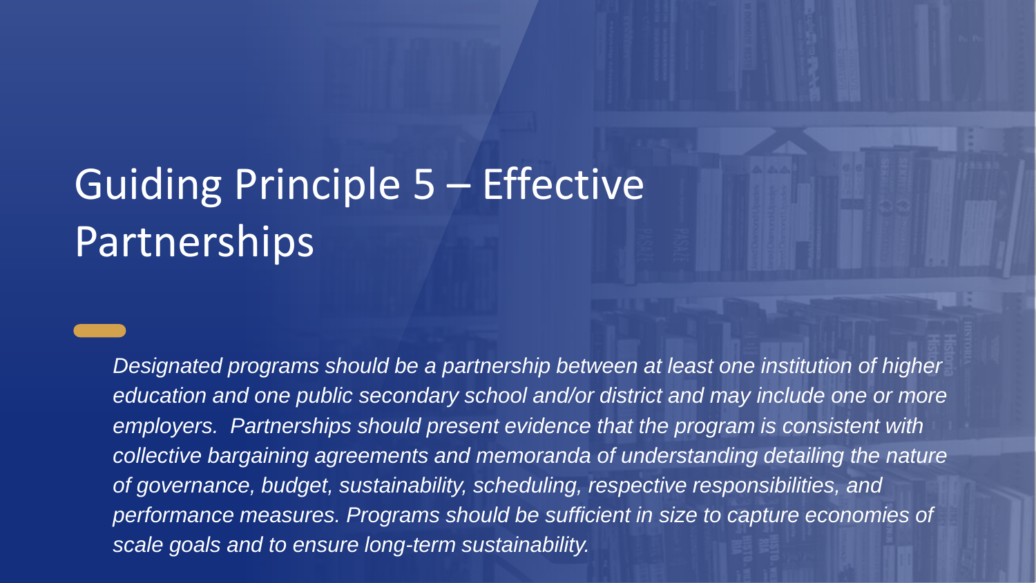# Guiding Principle 5 – Effective Partnerships

*Designated programs should be a partnership between at least one institution of higher education and one public secondary school and/or district and may include one or more employers. Partnerships should present evidence that the program is consistent with collective bargaining agreements and memoranda of understanding detailing the nature of governance, budget, sustainability, scheduling, respective responsibilities, and performance measures. Programs should be sufficient in size to capture economies of scale goals and to ensure long-term sustainability.*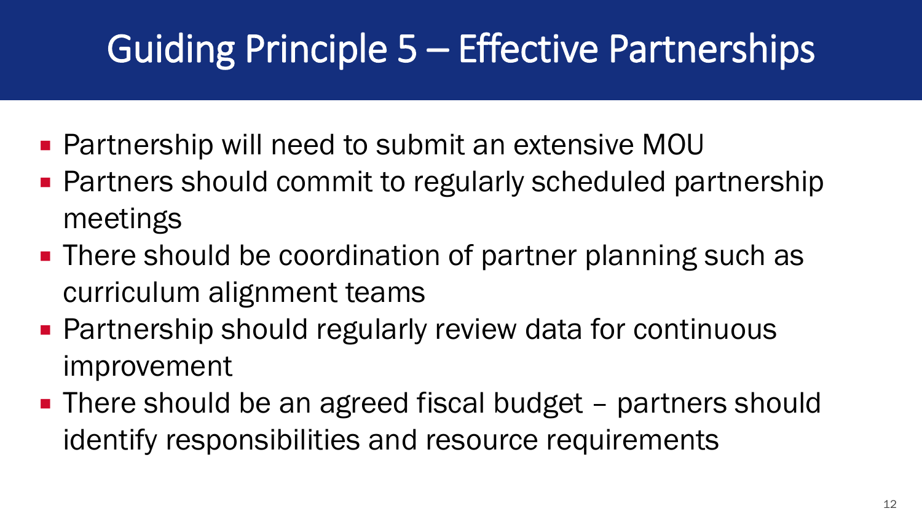# Guiding Principle 5 – Effective Partnerships

- Partnership will need to submit an extensive MOU
- Partners should commit to regularly scheduled partnership meetings
- There should be coordination of partner planning such as curriculum alignment teams
- Partnership should regularly review data for continuous improvement
- There should be an agreed fiscal budget – partners should identify responsibilities and resource requirements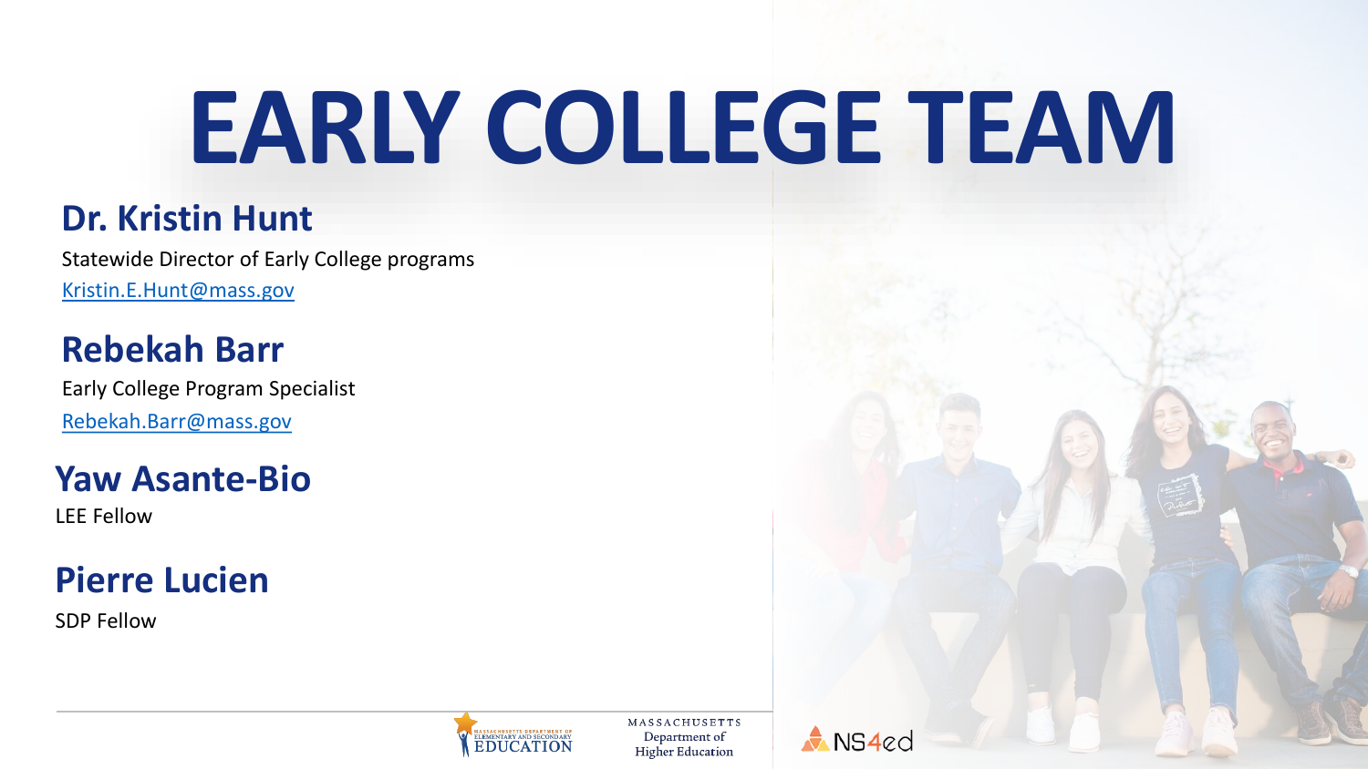# EARLY COLLEGE TEAM

## Dr. Kristin Hunt

Statewide Director of Early College programs

Kristin.E.Hunt@mass.gov

## Rebekah Barr

Early College Program Specialist

Rebekah.Barr@mass.gov

## Yaw Asante-Bio

LEE Fellow

## Pierre Lucien

SDP Fellow